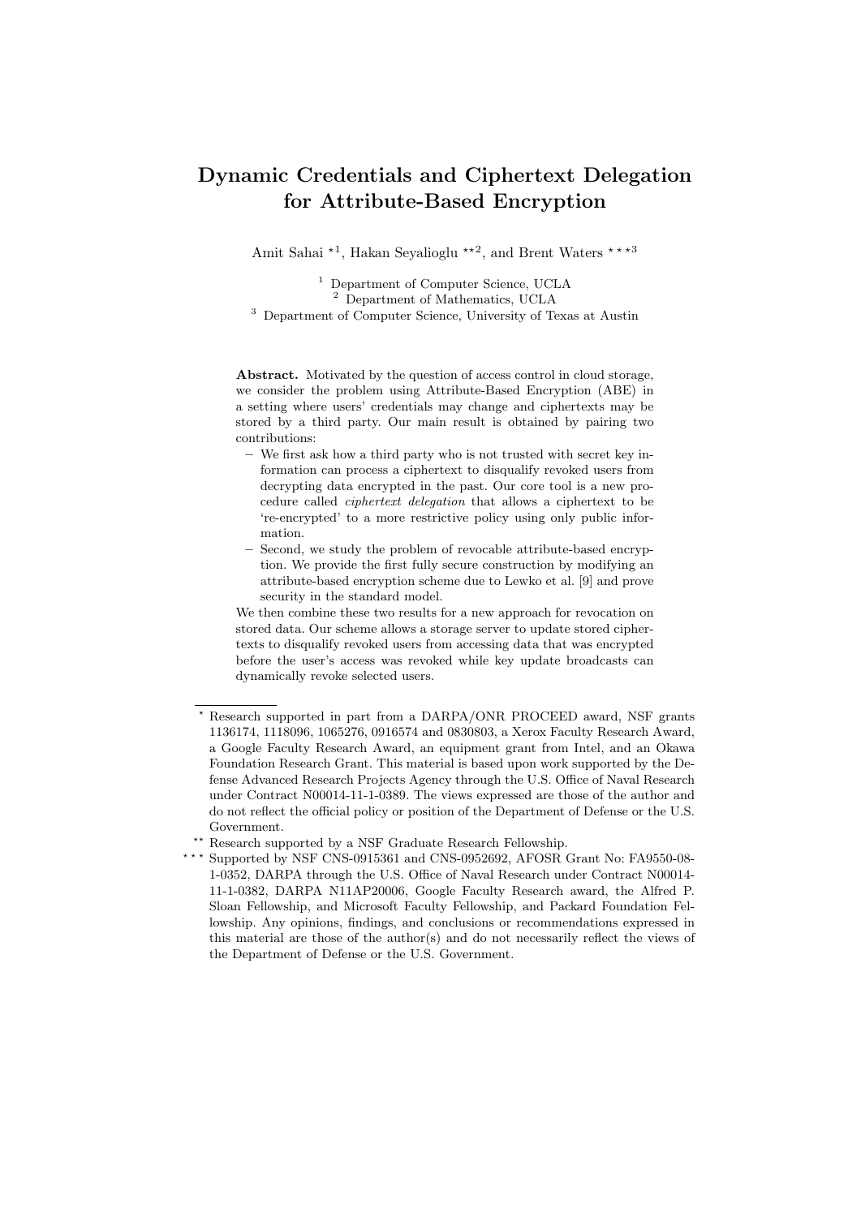# Dynamic Credentials and Ciphertext Delegation for Attribute-Based Encryption

Amit Sahai *[1], Hakan Seyalioglu **[2], and Brent Waters ***[3]

[1] Department of Computer Science, UCLA
[2] Department of Mathematics, UCLA
[3] Department of Computer Science, University of Texas at Austin

**Abstract.** Motivated by the question of access control in cloud storage, we consider the problem using Attribute-Based Encryption (ABE) in a setting where users' credentials may change and ciphertexts may be stored by a third party. Our main result is obtained by pairing two contributions:

- We first ask how a third party who is not trusted with secret key information can process a ciphertext to disqualify revoked users from decrypting data encrypted in the past. Our core tool is a new procedure called *ciphertext delegation* that allows a ciphertext to be 're-encrypted' to a more restrictive policy using only public information.
- Second, we study the problem of revocable attribute-based encryption. We provide the first fully secure construction by modifying an attribute-based encryption scheme due to Lewko et al. [9] and prove security in the standard model.

We then combine these two results for a new approach for revocation on stored data. Our scheme allows a storage server to update stored ciphertexts to disqualify revoked users from accessing data that was encrypted before the user's access was revoked while key update broadcasts can dynamically revoke selected users.

---

* Research supported in part from a DARPA/ONR PROCEED award, NSF grants 1136174, 1118096, 1065276, 0916574 and 0830803, a Xerox Faculty Research Award, a Google Faculty Research Award, an equipment grant from Intel, and an Okawa Foundation Research Grant. This material is based upon work supported by the Defense Advanced Research Projects Agency through the U.S. Office of Naval Research under Contract N00014-11-1-0389. The views expressed are those of the author and do not reflect the official policy or position of the Department of Defense or the U.S. Government.

** Research supported by a NSF Graduate Research Fellowship.

*** Supported by NSF CNS-0915361 and CNS-0952692, AFOSR Grant No: FA9550-08-1-0352, DARPA through the U.S. Office of Naval Research under Contract N00014-11-1-0382, DARPA N11AP20006, Google Faculty Research award, the Alfred P. Sloan Fellowship, and Microsoft Faculty Fellowship, and Packard Foundation Fellowship. Any opinions, findings, and conclusions or recommendations expressed in this material are those of the author(s) and do not necessarily reflect the views of the Department of Defense or the U.S. Government.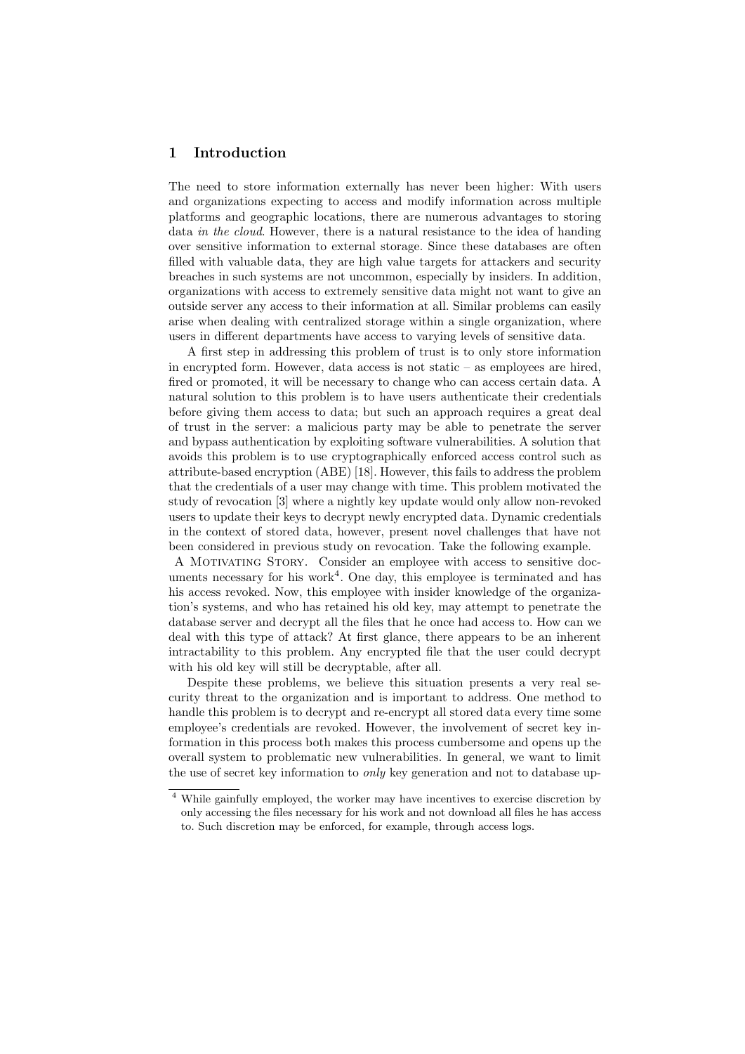## 1 Introduction

The need to store information externally has never been higher: With users and organizations expecting to access and modify information across multiple platforms and geographic locations, there are numerous advantages to storing data *in the cloud*. However, there is a natural resistance to the idea of handing over sensitive information to external storage. Since these databases are often filled with valuable data, they are high value targets for attackers and security breaches in such systems are not uncommon, especially by insiders. In addition, organizations with access to extremely sensitive data might not want to give an outside server any access to their information at all. Similar problems can easily arise when dealing with centralized storage within a single organization, where users in different departments have access to varying levels of sensitive data.

A first step in addressing this problem of trust is to only store information in encrypted form. However, data access is not static – as employees are hired, fired or promoted, it will be necessary to change who can access certain data. A natural solution to this problem is to have users authenticate their credentials before giving them access to data; but such an approach requires a great deal of trust in the server: a malicious party may be able to penetrate the server and bypass authentication by exploiting software vulnerabilities. A solution that avoids this problem is to use cryptographically enforced access control such as attribute-based encryption (ABE) [18]. However, this fails to address the problem that the credentials of a user may change with time. This problem motivated the study of revocation [3] where a nightly key update would only allow non-revoked users to update their keys to decrypt newly encrypted data. Dynamic credentials in the context of stored data, however, present novel challenges that have not been considered in previous study on revocation. Take the following example.

A Motivating Story. Consider an employee with access to sensitive documents necessary for his work[4]. One day, this employee is terminated and has his access revoked. Now, this employee with insider knowledge of the organization's systems, and who has retained his old key, may attempt to penetrate the database server and decrypt all the files that he once had access to. How can we deal with this type of attack? At first glance, there appears to be an inherent intractability to this problem. Any encrypted file that the user could decrypt with his old key will still be decryptable, after all.

Despite these problems, we believe this situation presents a very real security threat to the organization and is important to address. One method to handle this problem is to decrypt and re-encrypt all stored data every time some employee's credentials are revoked. However, the involvement of secret key information in this process both makes this process cumbersome and opens up the overall system to problematic new vulnerabilities. In general, we want to limit the use of secret key information to *only* key generation and not to database up-

[4] While gainfully employed, the worker may have incentives to exercise discretion by only accessing the files necessary for his work and not download all files he has access to. Such discretion may be enforced, for example, through access logs.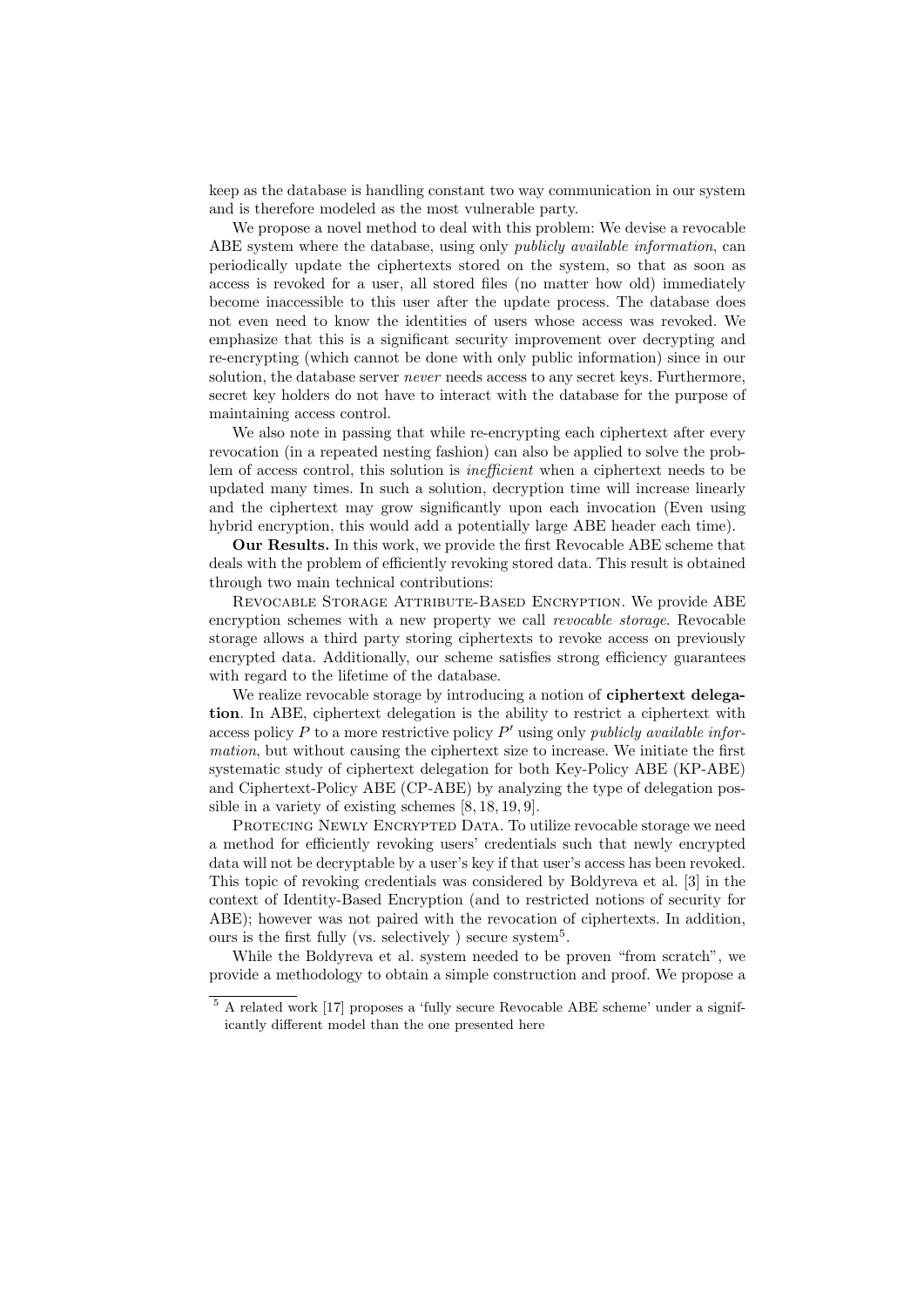keep as the database is handling constant two way communication in our system and is therefore modeled as the most vulnerable party.

We propose a novel method to deal with this problem: We devise a revocable ABE system where the database, using only *publicly available information*, can periodically update the ciphertexts stored on the system, so that as soon as access is revoked for a user, all stored files (no matter how old) immediately become inaccessible to this user after the update process. The database does not even need to know the identities of users whose access was revoked. We emphasize that this is a significant security improvement over decrypting and re-encrypting (which cannot be done with only public information) since in our solution, the database server *never* needs access to any secret keys. Furthermore, secret key holders do not have to interact with the database for the purpose of maintaining access control.

We also note in passing that while re-encrypting each ciphertext after every revocation (in a repeated nesting fashion) can also be applied to solve the problem of access control, this solution is *inefficient* when a ciphertext needs to be updated many times. In such a solution, decryption time will increase linearly and the ciphertext may grow significantly upon each invocation (Even using hybrid encryption, this would add a potentially large ABE header each time).

**Our Results.** In this work, we provide the first Revocable ABE scheme that deals with the problem of efficiently revoking stored data. This result is obtained through two main technical contributions:

Revocable Storage Attribute-Based Encryption. We provide ABE encryption schemes with a new property we call *revocable storage*. Revocable storage allows a third party storing ciphertexts to revoke access on previously encrypted data. Additionally, our scheme satisfies strong efficiency guarantees with regard to the lifetime of the database.

We realize revocable storage by introducing a notion of **ciphertext delegation**. In ABE, ciphertext delegation is the ability to restrict a ciphertext with access policy $P$ to a more restrictive policy $P'$ using only *publicly available information*, but without causing the ciphertext size to increase. We initiate the first systematic study of ciphertext delegation for both Key-Policy ABE (KP-ABE) and Ciphertext-Policy ABE (CP-ABE) by analyzing the type of delegation possible in a variety of existing schemes [8, 18, 19, 9].

Protecing Newly Encrypted Data. To utilize revocable storage we need a method for efficiently revoking users' credentials such that newly encrypted data will not be decryptable by a user's key if that user's access has been revoked. This topic of revoking credentials was considered by Boldyreva et al. [3] in the context of Identity-Based Encryption (and to restricted notions of security for ABE); however was not paired with the revocation of ciphertexts. In addition, ours is the first fully (vs. selectively ) secure system[5].

While the Boldyreva et al. system needed to be proven "from scratch", we provide a methodology to obtain a simple construction and proof. We propose a

[5] A related work [17] proposes a 'fully secure Revocable ABE scheme' under a significantly different model than the one presented here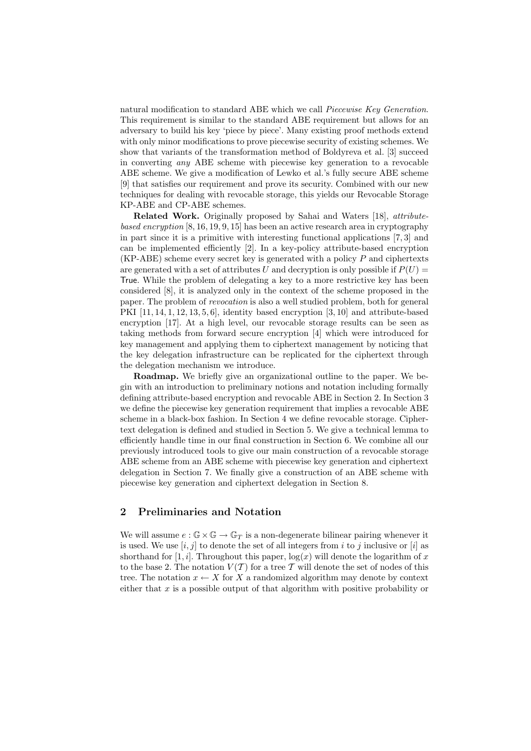natural modification to standard ABE which we call *Piecewise Key Generation*. This requirement is similar to the standard ABE requirement but allows for an adversary to build his key 'piece by piece'. Many existing proof methods extend with only minor modifications to prove piecewise security of existing schemes. We show that variants of the transformation method of Boldyreva et al. [3] succeed in converting *any* ABE scheme with piecewise key generation to a revocable ABE scheme. We give a modification of Lewko et al.'s fully secure ABE scheme [9] that satisfies our requirement and prove its security. Combined with our new techniques for dealing with revocable storage, this yields our Revocable Storage KP-ABE and CP-ABE schemes.

**Related Work.** Originally proposed by Sahai and Waters [18], *attribute-based encryption* [8, 16, 19, 9, 15] has been an active research area in cryptography in part since it is a primitive with interesting functional applications [7, 3] and can be implemented efficiently [2]. In a key-policy attribute-based encryption (KP-ABE) scheme every secret key is generated with a policy $P$ and ciphertexts are generated with a set of attributes $U$ and decryption is only possible if $P(U) = \mathsf{True}$. While the problem of delegating a key to a more restrictive key has been considered [8], it is analyzed only in the context of the scheme proposed in the paper. The problem of *revocation* is also a well studied problem, both for general PKI [11, 14, 1, 12, 13, 5, 6], identity based encryption [3, 10] and attribute-based encryption [17]. At a high level, our revocable storage results can be seen as taking methods from forward secure encryption [4] which were introduced for key management and applying them to ciphertext management by noticing that the key delegation infrastructure can be replicated for the ciphertext through the delegation mechanism we introduce.

**Roadmap.** We briefly give an organizational outline to the paper. We begin with an introduction to preliminary notions and notation including formally defining attribute-based encryption and revocable ABE in Section 2. In Section 3 we define the piecewise key generation requirement that implies a revocable ABE scheme in a black-box fashion. In Section 4 we define revocable storage. Ciphertext delegation is defined and studied in Section 5. We give a technical lemma to efficiently handle time in our final construction in Section 6. We combine all our previously introduced tools to give our main construction of a revocable storage ABE scheme from an ABE scheme with piecewise key generation and ciphertext delegation in Section 7. We finally give a construction of an ABE scheme with piecewise key generation and ciphertext delegation in Section 8.

## 2 Preliminaries and Notation

We will assume $e : \mathbb{G} \times \mathbb{G} \to \mathbb{G}_T$ is a non-degenerate bilinear pairing whenever it is used. We use $[i, j]$ to denote the set of all integers from $i$ to $j$ inclusive or $[i]$ as shorthand for $[1, i]$. Throughout this paper, $\log(x)$ will denote the logarithm of $x$ to the base 2. The notation $V(\mathcal{T})$ for a tree $\mathcal{T}$ will denote the set of nodes of this tree. The notation $x \leftarrow X$ for $X$ a randomized algorithm may denote by context either that $x$ is a possible output of that algorithm with positive probability or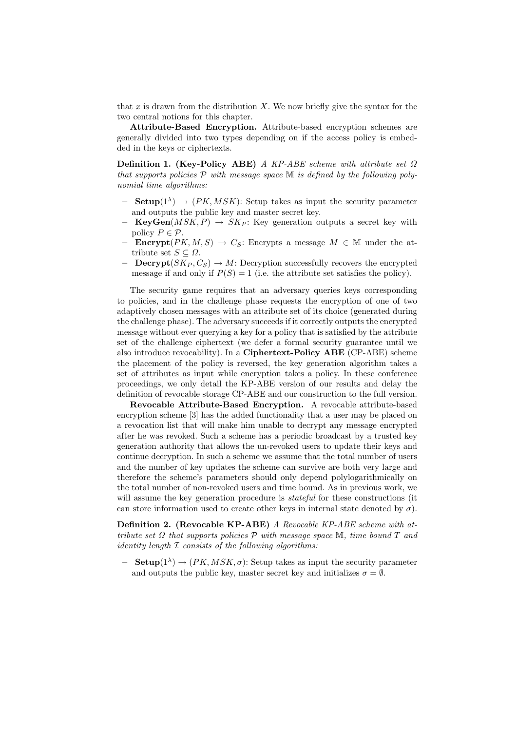that $x$ is drawn from the distribution $X$. We now briefly give the syntax for the two central notions for this chapter.

**Attribute-Based Encryption.** Attribute-based encryption schemes are generally divided into two types depending on if the access policy is embeded in the keys or ciphertexts.

**Definition 1. (Key-Policy ABE)** *A KP-ABE scheme with attribute set $\Omega$ that supports policies $\mathcal{P}$ with message space $\mathbb{M}$ is defined by the following polynomial time algorithms:*

- **Setup**$(1^\lambda) \rightarrow (PK, MSK)$: Setup takes as input the security parameter and outputs the public key and master secret key.
- **KeyGen**$(MSK, P) \rightarrow SK_P$: Key generation outputs a secret key with policy $P \in \mathcal{P}$.
- **Encrypt**$(PK, M, S) \rightarrow C_S$: Encrypts a message $M \in \mathbb{M}$ under the attribute set $S \subseteq \Omega$.
- **Decrypt**$(SK_P, C_S) \rightarrow M$: Decryption successfully recovers the encrypted message if and only if $P(S) = 1$ (i.e. the attribute set satisfies the policy).

The security game requires that an adversary queries keys corresponding to policies, and in the challenge phase requests the encryption of one of two adaptively chosen messages with an attribute set of its choice (generated during the challenge phase). The adversary succeeds if it correctly outputs the encrypted message without ever querying a key for a policy that is satisfied by the attribute set of the challenge ciphertext (we defer a formal security guarantee until we also introduce revocability). In a **Ciphertext-Policy ABE** (CP-ABE) scheme the placement of the policy is reversed, the key generation algorithm takes a set of attributes as input while encryption takes a policy. In these conference proceedings, we only detail the KP-ABE version of our results and delay the definition of revocable storage CP-ABE and our construction to the full version.

**Revocable Attribute-Based Encryption.** A revocable attribute-based encryption scheme [3] has the added functionality that a user may be placed on a revocation list that will make him unable to decrypt any message encrypted after he was revoked. Such a scheme has a periodic broadcast by a trusted key generation authority that allows the un-revoked users to update their keys and continue decryption. In such a scheme we assume that the total number of users and the number of key updates the scheme can survive are both very large and therefore the scheme's parameters should only depend polylogarithmically on the total number of non-revoked users and time bound. As in previous work, we will assume the key generation procedure is *stateful* for these constructions (it can store information used to create other keys in internal state denoted by $\sigma$).

**Definition 2. (Revocable KP-ABE)** *A Revocable KP-ABE scheme with attribute set $\Omega$ that supports policies $\mathcal{P}$ with message space $\mathbb{M}$, time bound $T$ and identity length $\mathcal{I}$ consists of the following algorithms:*

- **Setup**$(1^\lambda) \rightarrow (PK, MSK, \sigma)$: Setup takes as input the security parameter and outputs the public key, master secret key and initializes $\sigma = \emptyset$.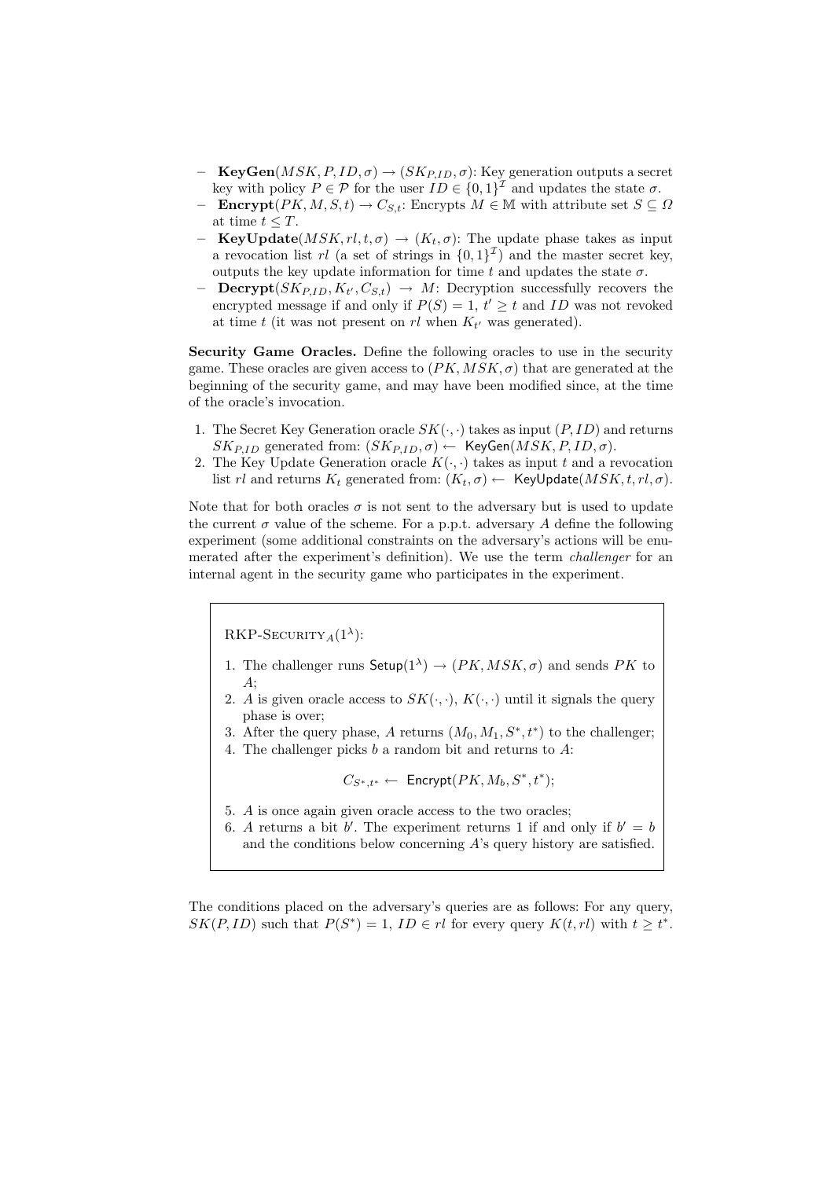- **KeyGen**$(MSK, P, ID, \sigma) \rightarrow (SK_{P,ID}, \sigma)$: Key generation outputs a secret key with policy $P \in \mathcal{P}$ for the user $ID \in \{0,1\}^{\mathcal{I}}$ and updates the state $\sigma$.
- **Encrypt**$(PK, M, S, t) \rightarrow C_{S,t}$: Encrypts $M \in \mathbb{M}$ with attribute set $S \subseteq \Omega$ at time $t \leq T$.
- **KeyUpdate**$(MSK, rl, t, \sigma) \rightarrow (K_t, \sigma)$: The update phase takes as input a revocation list $rl$ (a set of strings in $\{0,1\}^{\mathcal{I}}$) and the master secret key, outputs the key update information for time $t$ and updates the state $\sigma$.
- **Decrypt**$(SK_{P,ID}, K_{t'}, C_{S,t}) \rightarrow M$: Decryption successfully recovers the encrypted message if and only if $P(S) = 1$, $t' \geq t$ and $ID$ was not revoked at time $t$ (it was not present on $rl$ when $K_{t'}$ was generated).

**Security Game Oracles.** Define the following oracles to use in the security game. These oracles are given access to $(PK, MSK, \sigma)$ that are generated at the beginning of the security game, and may have been modified since, at the time of the oracle's invocation.

1. The Secret Key Generation oracle $SK(\cdot,\cdot)$ takes as input $(P, ID)$ and returns $SK_{P,ID}$ generated from: $(SK_{P,ID}, \sigma) \leftarrow \mathsf{KeyGen}(MSK, P, ID, \sigma)$.
2. The Key Update Generation oracle $K(\cdot,\cdot)$ takes as input $t$ and a revocation list $rl$ and returns $K_t$ generated from: $(K_t, \sigma) \leftarrow \mathsf{KeyUpdate}(MSK, t, rl, \sigma)$.

Note that for both oracles $\sigma$ is not sent to the adversary but is used to update the current $\sigma$ value of the scheme. For a p.p.t. adversary $A$ define the following experiment (some additional constraints on the adversary's actions will be enumerated after the experiment's definition). We use the term *challenger* for an internal agent in the security game who participates in the experiment.

RKP-SECURITY$_A(1^\lambda)$:

1. The challenger runs $\mathsf{Setup}(1^\lambda) \rightarrow (PK, MSK, \sigma)$ and sends $PK$ to $A$;
2. $A$ is given oracle access to $SK(\cdot,\cdot)$, $K(\cdot,\cdot)$ until it signals the query phase is over;
3. After the query phase, $A$ returns $(M_0, M_1, S^*, t^*)$ to the challenger;
4. The challenger picks $b$ a random bit and returns to $A$:

$$C_{S^*,t^*} \leftarrow \mathsf{Encrypt}(PK, M_b, S^*, t^*);$$

5. $A$ is once again given oracle access to the two oracles;
6. $A$ returns a bit $b'$. The experiment returns 1 if and only if $b' = b$ and the conditions below concerning $A$'s query history are satisfied.

The conditions placed on the adversary's queries are as follows: For any query, $SK(P, ID)$ such that $P(S^*) = 1$, $ID \in rl$ for every query $K(t, rl)$ with $t \geq t^*$.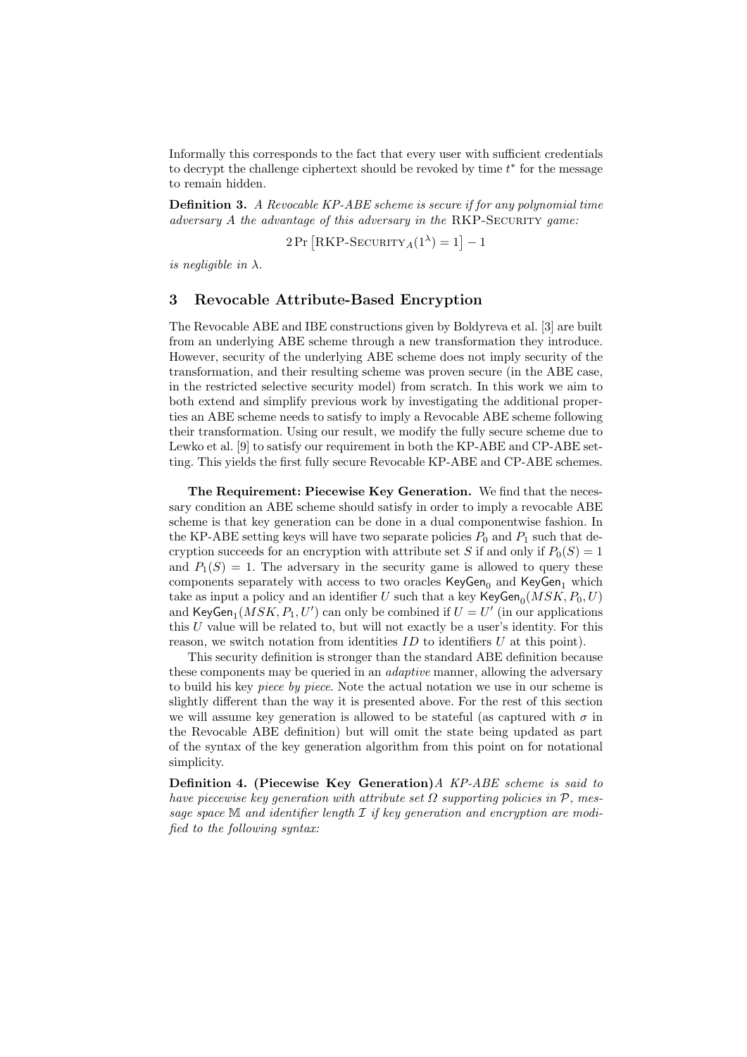Informally this corresponds to the fact that every user with sufficient credentials to decrypt the challenge ciphertext should be revoked by time $t^*$ for the message to remain hidden.

**Definition 3.** *A Revocable KP-ABE scheme is secure if for any polynomial time adversary A the advantage of this adversary in the* RKP-Security *game:*

$$2\Pr\left[\text{RKP-Security}_A(1^\lambda) = 1\right] - 1$$

*is negligible in $\lambda$.*

## 3 Revocable Attribute-Based Encryption

The Revocable ABE and IBE constructions given by Boldyreva et al. [3] are built from an underlying ABE scheme through a new transformation they introduce. However, security of the underlying ABE scheme does not imply security of the transformation, and their resulting scheme was proven secure (in the ABE case, in the restricted selective security model) from scratch. In this work we aim to both extend and simplify previous work by investigating the additional properties an ABE scheme needs to satisfy to imply a Revocable ABE scheme following their transformation. Using our result, we modify the fully secure scheme due to Lewko et al. [9] to satisfy our requirement in both the KP-ABE and CP-ABE setting. This yields the first fully secure Revocable KP-ABE and CP-ABE schemes.

**The Requirement: Piecewise Key Generation.** We find that the necessary condition an ABE scheme should satisfy in order to imply a revocable ABE scheme is that key generation can be done in a dual componentwise fashion. In the KP-ABE setting keys will have two separate policies $P_0$ and $P_1$ such that decryption succeeds for an encryption with attribute set $S$ if and only if $P_0(S) = 1$ and $P_1(S) = 1$. The adversary in the security game is allowed to query these components separately with access to two oracles $\mathsf{KeyGen}_0$ and $\mathsf{KeyGen}_1$ which take as input a policy and an identifier $U$ such that a key $\mathsf{KeyGen}_0(MSK, P_0, U)$ and $\mathsf{KeyGen}_1(MSK, P_1, U')$ can only be combined if $U = U'$ (in our applications this $U$ value will be related to, but will not exactly be a user's identity. For this reason, we switch notation from identities $ID$ to identifiers $U$ at this point).

This security definition is stronger than the standard ABE definition because these components may be queried in an *adaptive* manner, allowing the adversary to build his key *piece by piece*. Note the actual notation we use in our scheme is slightly different than the way it is presented above. For the rest of this section we will assume key generation is allowed to be stateful (as captured with $\sigma$ in the Revocable ABE definition) but will omit the state being updated as part of the syntax of the key generation algorithm from this point on for notational simplicity.

**Definition 4. (Piecewise Key Generation)** *A KP-ABE scheme is said to have piecewise key generation with attribute set $\Omega$ supporting policies in $\mathcal{P}$, message space $\mathbb{M}$ and identifier length $\mathcal{I}$ if key generation and encryption are modified to the following syntax:*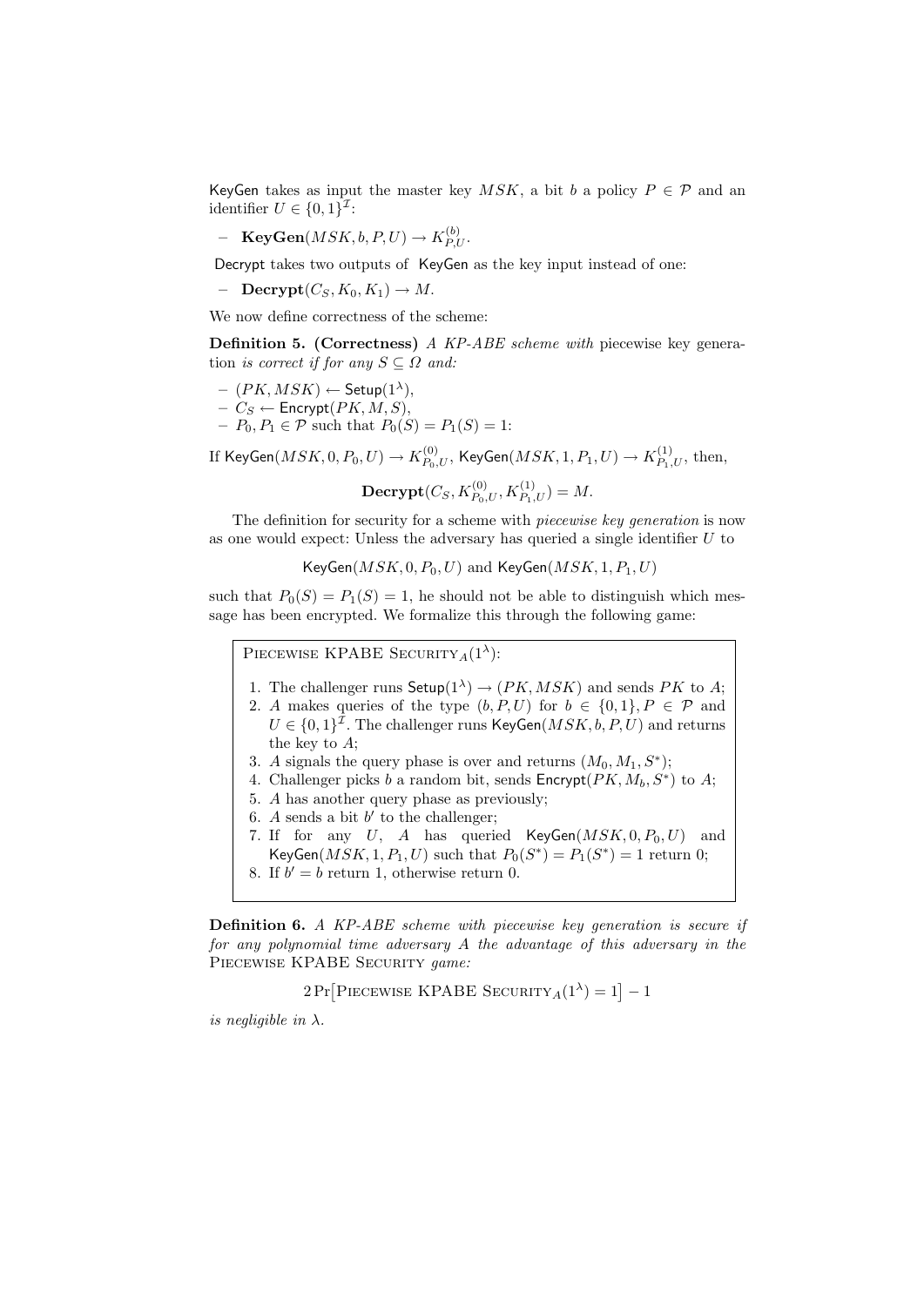KeyGen takes as input the master key $MSK$, a bit $b$ a policy $P \in \mathcal{P}$ and an identifier $U \in \{0,1\}^{\mathcal{I}}$:

– $\mathbf{KeyGen}(MSK, b, P, U) \rightarrow K^{(b)}_{P,U}$.

Decrypt takes two outputs of KeyGen as the key input instead of one:

– $\mathbf{Decrypt}(C_S, K_0, K_1) \rightarrow M$.

We now define correctness of the scheme:

**Definition 5. (Correctness)** *A KP-ABE scheme with* piecewise key generation *is correct if for any $S \subseteq \Omega$ and:*

– $(PK, MSK) \leftarrow \mathsf{Setup}(1^\lambda)$,
– $C_S \leftarrow \mathsf{Encrypt}(PK, M, S)$,
– $P_0, P_1 \in \mathcal{P}$ such that $P_0(S) = P_1(S) = 1$:

If $\mathsf{KeyGen}(MSK, 0, P_0, U) \rightarrow K^{(0)}_{P_0,U}$, $\mathsf{KeyGen}(MSK, 1, P_1, U) \rightarrow K^{(1)}_{P_1,U}$, then,

$$\mathbf{Decrypt}(C_S, K^{(0)}_{P_0,U}, K^{(1)}_{P_1,U}) = M.$$

The definition for security for a scheme with *piecewise key generation* is now as one would expect: Unless the adversary has queried a single identifier $U$ to

$$\mathsf{KeyGen}(MSK, 0, P_0, U) \text{ and } \mathsf{KeyGen}(MSK, 1, P_1, U)$$

such that $P_0(S) = P_1(S) = 1$, he should not be able to distinguish which message has been encrypted. We formalize this through the following game:

PIECEWISE KPABE SECURITY$_A(1^\lambda)$:

1. The challenger runs $\mathsf{Setup}(1^\lambda) \rightarrow (PK, MSK)$ and sends $PK$ to $A$;
2. $A$ makes queries of the type $(b, P, U)$ for $b \in \{0,1\}, P \in \mathcal{P}$ and $U \in \{0,1\}^{\mathcal{I}}$. The challenger runs $\mathsf{KeyGen}(MSK, b, P, U)$ and returns the key to $A$;
3. $A$ signals the query phase is over and returns $(M_0, M_1, S^*)$;
4. Challenger picks $b$ a random bit, sends $\mathsf{Encrypt}(PK, M_b, S^*)$ to $A$;
5. $A$ has another query phase as previously;
6. $A$ sends a bit $b'$ to the challenger;
7. If for any $U$, $A$ has queried $\mathsf{KeyGen}(MSK, 0, P_0, U)$ and $\mathsf{KeyGen}(MSK, 1, P_1, U)$ such that $P_0(S^*) = P_1(S^*) = 1$ return 0;
8. If $b' = b$ return 1, otherwise return 0.

**Definition 6.** *A KP-ABE scheme with piecewise key generation is secure if for any polynomial time adversary $A$ the advantage of this adversary in the* PIECEWISE KPABE SECURITY *game:*

$$2\Pr\left[\text{PIECEWISE KPABE SECURITY}_A(1^\lambda) = 1\right] - 1$$

*is negligible in $\lambda$.*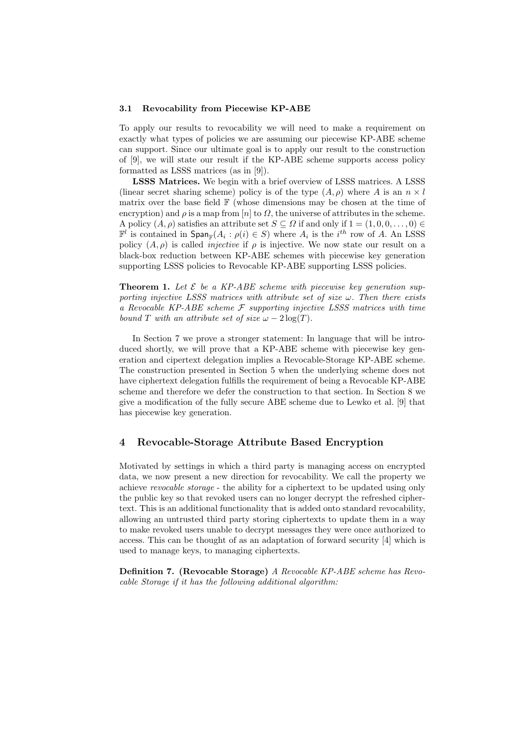### 3.1 Revocability from Piecewise KP-ABE

To apply our results to revocability we will need to make a requirement on exactly what types of policies we are assuming our piecewise KP-ABE scheme can support. Since our ultimate goal is to apply our result to the construction of [9], we will state our result if the KP-ABE scheme supports access policy formatted as LSSS matrices (as in [9]).

**LSSS Matrices.** We begin with a brief overview of LSSS matrices. A LSSS (linear secret sharing scheme) policy is of the type $(A, \rho)$ where $A$ is an $n \times l$ matrix over the base field $\mathbb{F}$ (whose dimensions may be chosen at the time of encryption) and $\rho$ is a map from $[n]$ to $\Omega$, the universe of attributes in the scheme. A policy $(A, \rho)$ satisfies an attribute set $S \subseteq \Omega$ if and only if $\mathbf{1} = (1, 0, 0, \ldots, 0) \in \mathbb{F}^l$ is contained in $\mathsf{Span}_{\mathbb{F}}(A_i : \rho(i) \in S)$ where $A_i$ is the $i^{th}$ row of $A$. An LSSS policy $(A, \rho)$ is called *injective* if $\rho$ is injective. We now state our result on a black-box reduction between KP-ABE schemes with piecewise key generation supporting LSSS policies to Revocable KP-ABE supporting LSSS policies.

**Theorem 1.** *Let $\mathcal{E}$ be a KP-ABE scheme with piecewise key generation supporting injective LSSS matrices with attribute set of size $\omega$. Then there exists a Revocable KP-ABE scheme $\mathcal{F}$ supporting injective LSSS matrices with time bound $T$ with an attribute set of size $\omega - 2\log(T)$.*

In Section 7 we prove a stronger statement: In language that will be introduced shortly, we will prove that a KP-ABE scheme with piecewise key generation and cipertext delegation implies a Revocable-Storage KP-ABE scheme. The construction presented in Section 5 when the underlying scheme does not have ciphertext delegation fulfills the requirement of being a Revocable KP-ABE scheme and therefore we defer the construction to that section. In Section 8 we give a modification of the fully secure ABE scheme due to Lewko et al. [9] that has piecewise key generation.

## 4 Revocable-Storage Attribute Based Encryption

Motivated by settings in which a third party is managing access on encrypted data, we now present a new direction for revocability. We call the property we achieve *revocable storage* - the ability for a ciphertext to be updated using only the public key so that revoked users can no longer decrypt the refreshed ciphertext. This is an additional functionality that is added onto standard revocability, allowing an untrusted third party storing ciphertexts to update them in a way to make revoked users unable to decrypt messages they were once authorized to access. This can be thought of as an adaptation of forward security [4] which is used to manage keys, to managing ciphertexts.

**Definition 7. (Revocable Storage)** *A Revocable KP-ABE scheme has Revocable Storage if it has the following additional algorithm:*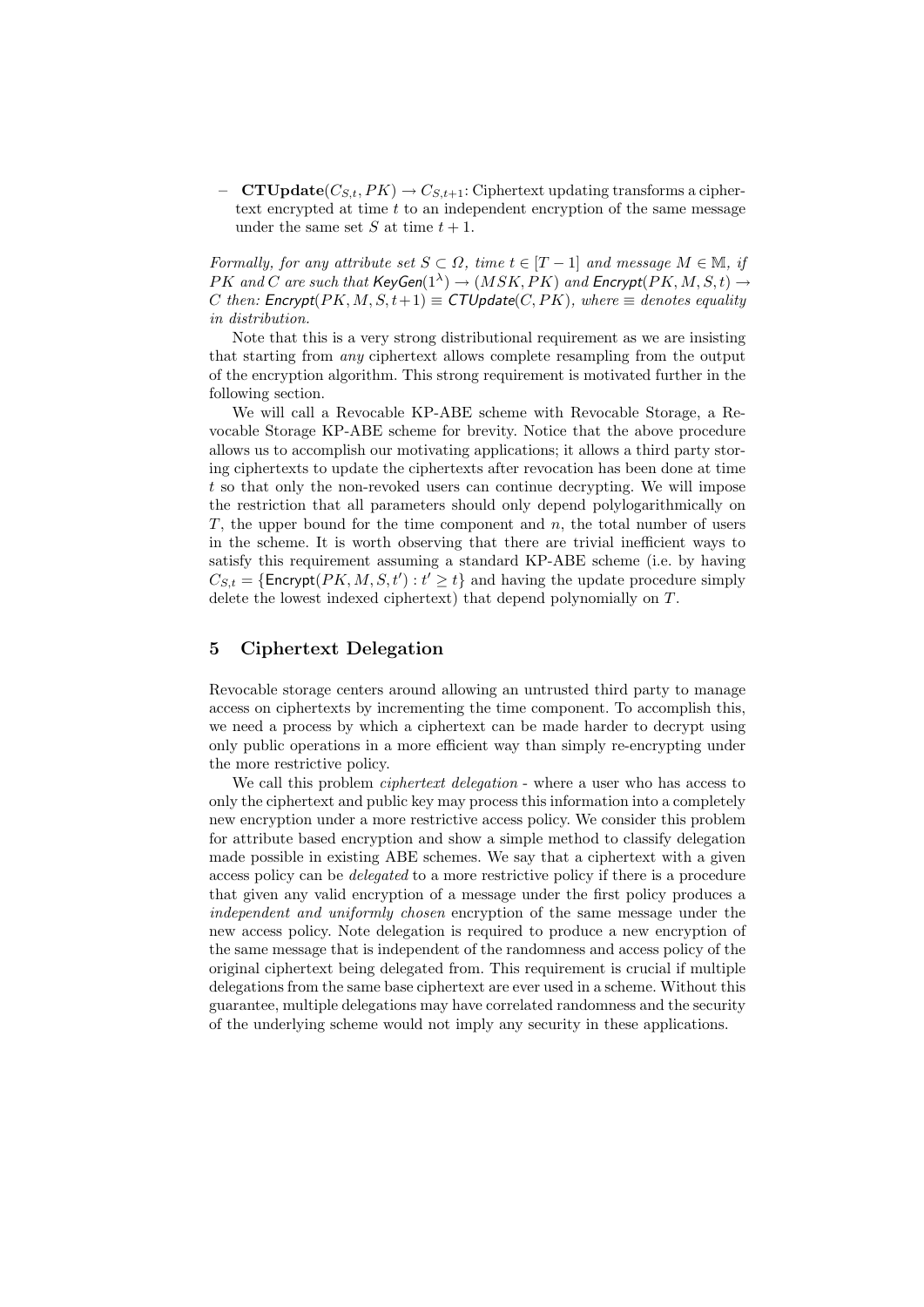- **CTUpdate**$(C_{S,t}, PK) \rightarrow C_{S,t+1}$: Ciphertext updating transforms a ciphertext encrypted at time $t$ to an independent encryption of the same message under the same set $S$ at time $t+1$.

*Formally, for any attribute set $S \subset \Omega$, time $t \in [T-1]$ and message $M \in \mathbb{M}$, if $PK$ and $C$ are such that $\mathsf{KeyGen}(1^\lambda) \rightarrow (MSK, PK)$ and $\mathsf{Encrypt}(PK, M, S, t) \rightarrow C$ then: $\mathsf{Encrypt}(PK, M, S, t+1) \equiv \mathsf{CTUpdate}(C, PK)$, where $\equiv$ denotes equality in distribution.*

Note that this is a very strong distributional requirement as we are insisting that starting from *any* ciphertext allows complete resampling from the output of the encryption algorithm. This strong requirement is motivated further in the following section.

We will call a Revocable KP-ABE scheme with Revocable Storage, a Revocable Storage KP-ABE scheme for brevity. Notice that the above procedure allows us to accomplish our motivating applications; it allows a third party storing ciphertexts to update the ciphertexts after revocation has been done at time $t$ so that only the non-revoked users can continue decrypting. We will impose the restriction that all parameters should only depend polylogarithmically on $T$, the upper bound for the time component and $n$, the total number of users in the scheme. It is worth observing that there are trivial inefficient ways to satisfy this requirement assuming a standard KP-ABE scheme (i.e. by having $C_{S,t} = \{\mathsf{Encrypt}(PK, M, S, t') : t' \geq t\}$ and having the update procedure simply delete the lowest indexed ciphertext) that depend polynomially on $T$.

## 5 Ciphertext Delegation

Revocable storage centers around allowing an untrusted third party to manage access on ciphertexts by incrementing the time component. To accomplish this, we need a process by which a ciphertext can be made harder to decrypt using only public operations in a more efficient way than simply re-encrypting under the more restrictive policy.

We call this problem *ciphertext delegation* - where a user who has access to only the ciphertext and public key may process this information into a completely new encryption under a more restrictive access policy. We consider this problem for attribute based encryption and show a simple method to classify delegation made possible in existing ABE schemes. We say that a ciphertext with a given access policy can be *delegated* to a more restrictive policy if there is a procedure that given any valid encryption of a message under the first policy produces a *independent and uniformly chosen* encryption of the same message under the new access policy. Note delegation is required to produce a new encryption of the same message that is independent of the randomness and access policy of the original ciphertext being delegated from. This requirement is crucial if multiple delegations from the same base ciphertext are ever used in a scheme. Without this guarantee, multiple delegations may have correlated randomness and the security of the underlying scheme would not imply any security in these applications.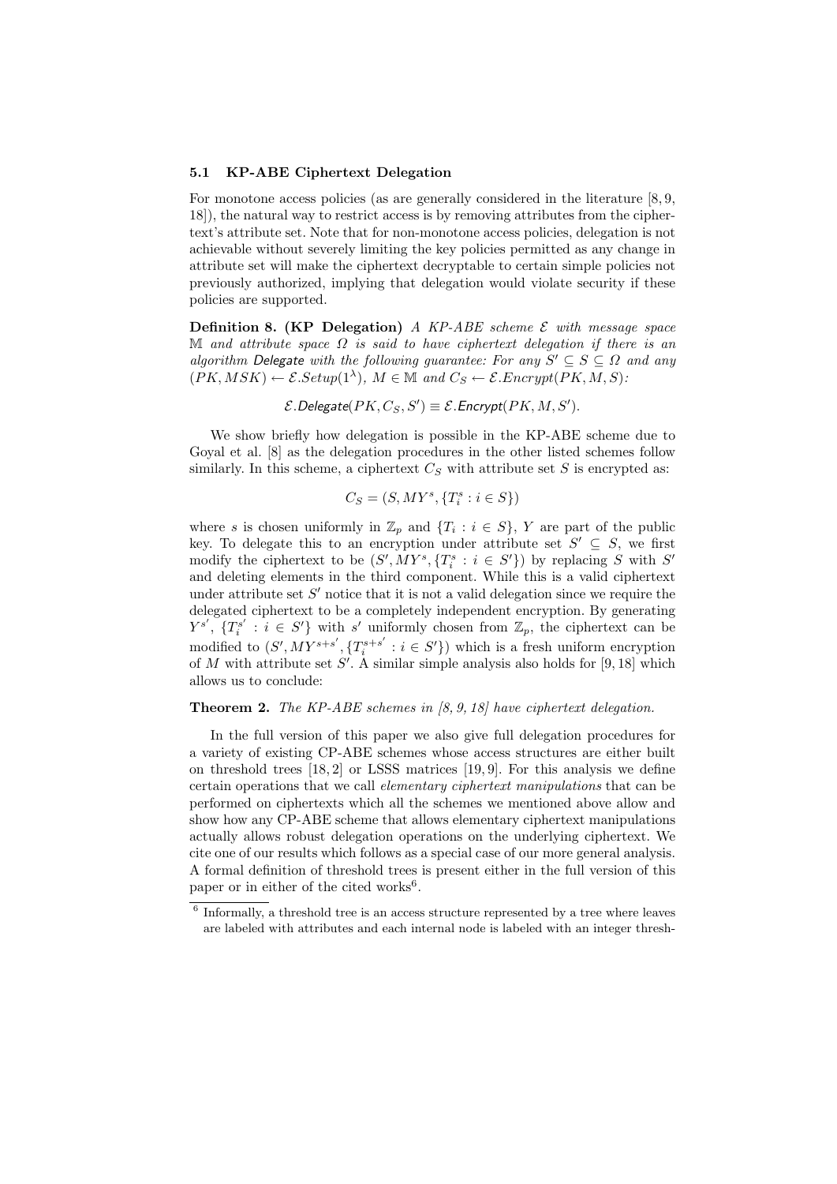### 5.1 KP-ABE Ciphertext Delegation

For monotone access policies (as are generally considered in the literature [8, 9, 18]), the natural way to restrict access is by removing attributes from the ciphertext's attribute set. Note that for non-monotone access policies, delegation is not achievable without severely limiting the key policies permitted as any change in attribute set will make the ciphertext decryptable to certain simple policies not previously authorized, implying that delegation would violate security if these policies are supported.

**Definition 8. (KP Delegation)** *A KP-ABE scheme $\mathcal{E}$ with message space $\mathbb{M}$ and attribute space $\Omega$ is said to have ciphertext delegation if there is an algorithm* Delegate *with the following guarantee: For any $S' \subseteq S \subseteq \Omega$ and any $(PK, MSK) \leftarrow \mathcal{E}.Setup(1^\lambda)$, $M \in \mathbb{M}$ and $C_S \leftarrow \mathcal{E}.Encrypt(PK, M, S)$:*

$$\mathcal{E}.\mathsf{Delegate}(PK, C_S, S') \equiv \mathcal{E}.\mathsf{Encrypt}(PK, M, S').$$

We show briefly how delegation is possible in the KP-ABE scheme due to Goyal et al. [8] as the delegation procedures in the other listed schemes follow similarly. In this scheme, a ciphertext $C_S$ with attribute set $S$ is encrypted as:

$$C_S = (S, MY^s, \{T_i^s : i \in S\})$$

where $s$ is chosen uniformly in $\mathbb{Z}_p$ and $\{T_i : i \in S\}$, $Y$ are part of the public key. To delegate this to an encryption under attribute set $S' \subseteq S$, we first modify the ciphertext to be $(S', MY^s, \{T_i^s : i \in S'\})$ by replacing $S$ with $S'$ and deleting elements in the third component. While this is a valid ciphertext under attribute set $S'$ notice that it is not a valid delegation since we require the delegated ciphertext to be a completely independent encryption. By generating $Y^{s'}$, $\{T_i^{s'} : i \in S'\}$ with $s'$ uniformly chosen from $\mathbb{Z}_p$, the ciphertext can be modified to $(S', MY^{s+s'}, \{T_i^{s+s'} : i \in S'\})$ which is a fresh uniform encryption of $M$ with attribute set $S'$. A similar simple analysis also holds for [9, 18] which allows us to conclude:

**Theorem 2.** *The KP-ABE schemes in [8, 9, 18] have ciphertext delegation.*

In the full version of this paper we also give full delegation procedures for a variety of existing CP-ABE schemes whose access structures are either built on threshold trees [18, 2] or LSSS matrices [19, 9]. For this analysis we define certain operations that we call *elementary ciphertext manipulations* that can be performed on ciphertexts which all the schemes we mentioned above allow and show how any CP-ABE scheme that allows elementary ciphertext manipulations actually allows robust delegation operations on the underlying ciphertext. We cite one of our results which follows as a special case of our more general analysis. A formal definition of threshold trees is present either in the full version of this paper or in either of the cited works[6].

[6] Informally, a threshold tree is an access structure represented by a tree where leaves are labeled with attributes and each internal node is labeled with an integer thresh-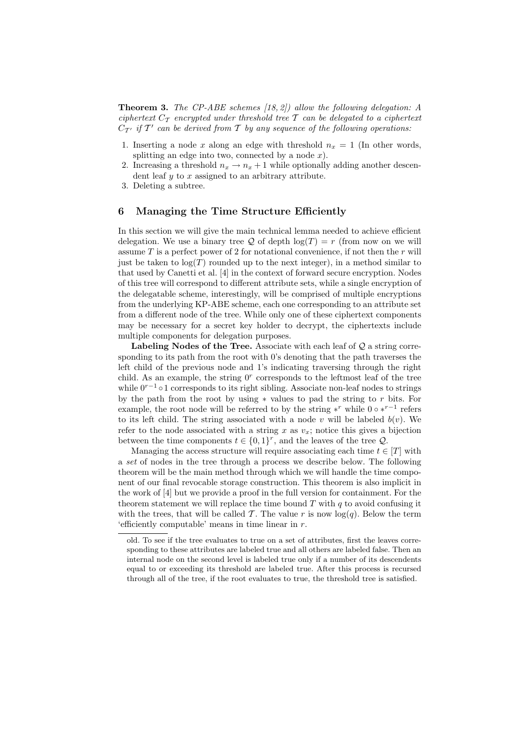**Theorem 3.** *The CP-ABE schemes [18, 2]) allow the following delegation: A ciphertext $C_{\mathcal{T}}$ encrypted under threshold tree $\mathcal{T}$ can be delegated to a ciphertext $C_{\mathcal{T}'}$ if $\mathcal{T}'$ can be derived from $\mathcal{T}$ by any sequence of the following operations:*

1. Inserting a node $x$ along an edge with threshold $n_x = 1$ (In other words, splitting an edge into two, connected by a node $x$).
2. Increasing a threshold $n_x \to n_x + 1$ while optionally adding another descendent leaf $y$ to $x$ assigned to an arbitrary attribute.
3. Deleting a subtree.

## 6 Managing the Time Structure Efficiently

In this section we will give the main technical lemma needed to achieve efficient delegation. We use a binary tree $\mathcal{Q}$ of depth $\log(T) = r$ (from now on we will assume $T$ is a perfect power of 2 for notational convenience, if not then the $r$ will just be taken to $\log(T)$ rounded up to the next integer), in a method similar to that used by Canetti et al. [4] in the context of forward secure encryption. Nodes of this tree will correspond to different attribute sets, while a single encryption of the delegatable scheme, interestingly, will be comprised of multiple encryptions from the underlying KP-ABE scheme, each one corresponding to an attribute set from a different node of the tree. While only one of these ciphertext components may be necessary for a secret key holder to decrypt, the ciphertexts include multiple components for delegation purposes.

**Labeling Nodes of the Tree.** Associate with each leaf of $\mathcal{Q}$ a string corresponding to its path from the root with 0's denoting that the path traverses the left child of the previous node and 1's indicating traversing through the right child. As an example, the string $0^r$ corresponds to the leftmost leaf of the tree while $0^{r-1} \circ 1$ corresponds to its right sibling. Associate non-leaf nodes to strings by the path from the root by using $*$ values to pad the string to $r$ bits. For example, the root node will be referred to by the string $*^r$ while $0 \circ *^{r-1}$ refers to its left child. The string associated with a node $v$ will be labeled $b(v)$. We refer to the node associated with a string $x$ as $v_x$; notice this gives a bijection between the time components $t \in \{0,1\}^r$, and the leaves of the tree $\mathcal{Q}$.

Managing the access structure will require associating each time $t \in [T]$ with a *set* of nodes in the tree through a process we describe below. The following theorem will be the main method through which we will handle the time component of our final revocable storage construction. This theorem is also implicit in the work of [4] but we provide a proof in the full version for containment. For the theorem statement we will replace the time bound $T$ with $q$ to avoid confusing it with the trees, that will be called $\mathcal{T}$. The value $r$ is now $\log(q)$. Below the term 'efficiently computable' means in time linear in $r$.

---

old. To see if the tree evaluates to true on a set of attributes, first the leaves corresponding to these attributes are labeled true and all others are labeled false. Then an internal node on the second level is labeled true only if a number of its descendents equal to or exceeding its threshold are labeled true. After this process is recursed through all of the tree, if the root evaluates to true, the threshold tree is satisfied.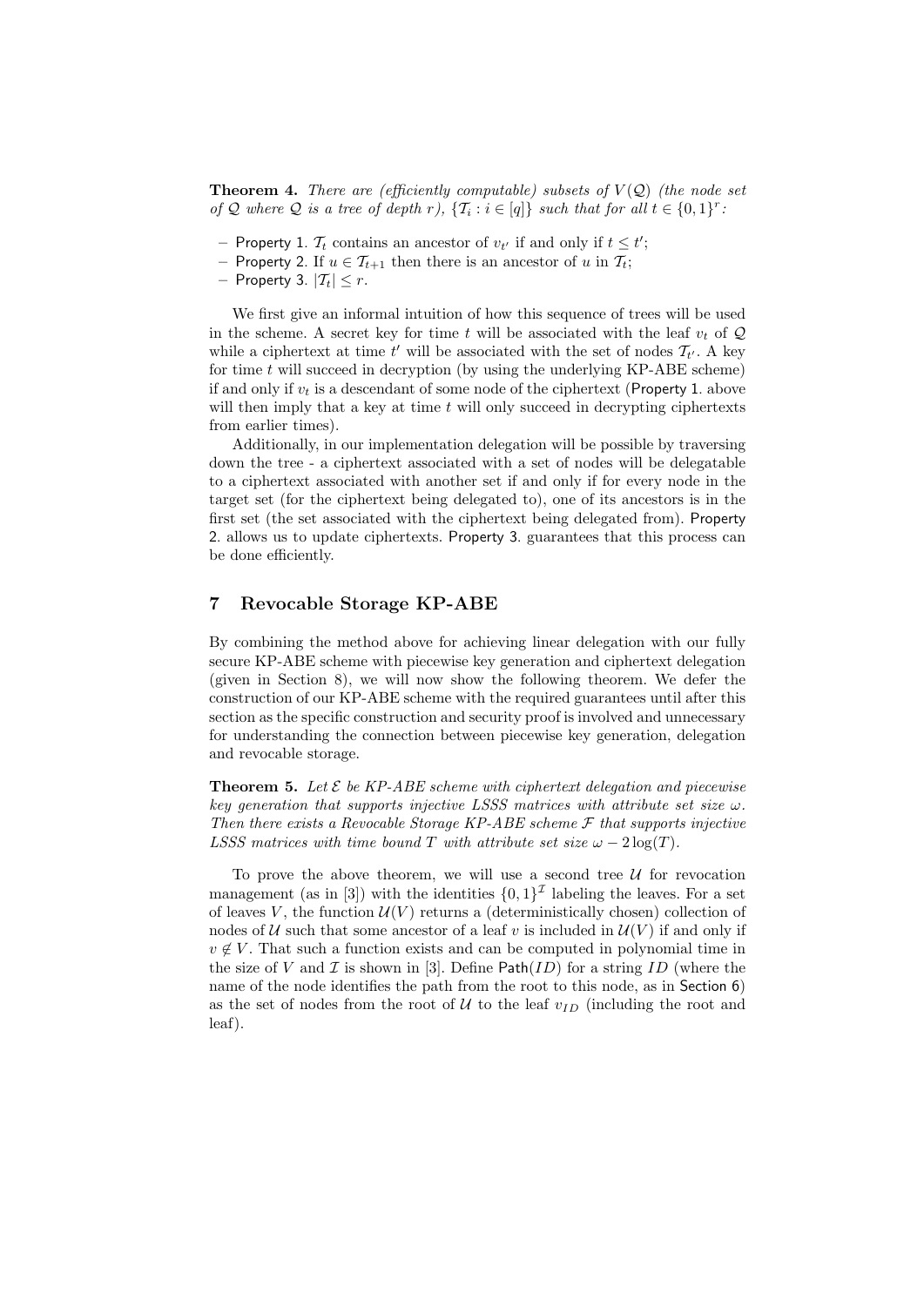**Theorem 4.** *There are (efficiently computable) subsets of $V(\mathcal{Q})$ (the node set of $\mathcal{Q}$ where $\mathcal{Q}$ is a tree of depth $r$), $\{\mathcal{T}_i : i \in [q]\}$ such that for all $t \in \{0,1\}^r$:*

- Property 1. $\mathcal{T}_t$ contains an ancestor of $v_{t'}$ if and only if $t \leq t'$;
- Property 2. If $u \in \mathcal{T}_{t+1}$ then there is an ancestor of $u$ in $\mathcal{T}_t$;
- Property 3. $|\mathcal{T}_t| \leq r$.

We first give an informal intuition of how this sequence of trees will be used in the scheme. A secret key for time $t$ will be associated with the leaf $v_t$ of $\mathcal{Q}$ while a ciphertext at time $t'$ will be associated with the set of nodes $\mathcal{T}_{t'}$. A key for time $t$ will succeed in decryption (by using the underlying KP-ABE scheme) if and only if $v_t$ is a descendant of some node of the ciphertext (Property 1. above will then imply that a key at time $t$ will only succeed in decrypting ciphertexts from earlier times).

Additionally, in our implementation delegation will be possible by traversing down the tree - a ciphertext associated with a set of nodes will be delegatable to a ciphertext associated with another set if and only if for every node in the target set (for the ciphertext being delegated to), one of its ancestors is in the first set (the set associated with the ciphertext being delegated from). Property 2. allows us to update ciphertexts. Property 3. guarantees that this process can be done efficiently.

## 7 Revocable Storage KP-ABE

By combining the method above for achieving linear delegation with our fully secure KP-ABE scheme with piecewise key generation and ciphertext delegation (given in Section 8), we will now show the following theorem. We defer the construction of our KP-ABE scheme with the required guarantees until after this section as the specific construction and security proof is involved and unnecessary for understanding the connection between piecewise key generation, delegation and revocable storage.

**Theorem 5.** *Let $\mathcal{E}$ be KP-ABE scheme with ciphertext delegation and piecewise key generation that supports injective LSSS matrices with attribute set size $\omega$. Then there exists a Revocable Storage KP-ABE scheme $\mathcal{F}$ that supports injective LSSS matrices with time bound $T$ with attribute set size $\omega - 2\log(T)$.*

To prove the above theorem, we will use a second tree $\mathcal{U}$ for revocation management (as in [3]) with the identities $\{0,1\}^{\mathcal{I}}$ labeling the leaves. For a set of leaves $V$, the function $\mathcal{U}(V)$ returns a (deterministically chosen) collection of nodes of $\mathcal{U}$ such that some ancestor of a leaf $v$ is included in $\mathcal{U}(V)$ if and only if $v \notin V$. That such a function exists and can be computed in polynomial time in the size of $V$ and $\mathcal{I}$ is shown in [3]. Define $\mathsf{Path}(ID)$ for a string $ID$ (where the name of the node identifies the path from the root to this node, as in Section 6) as the set of nodes from the root of $\mathcal{U}$ to the leaf $v_{ID}$ (including the root and leaf).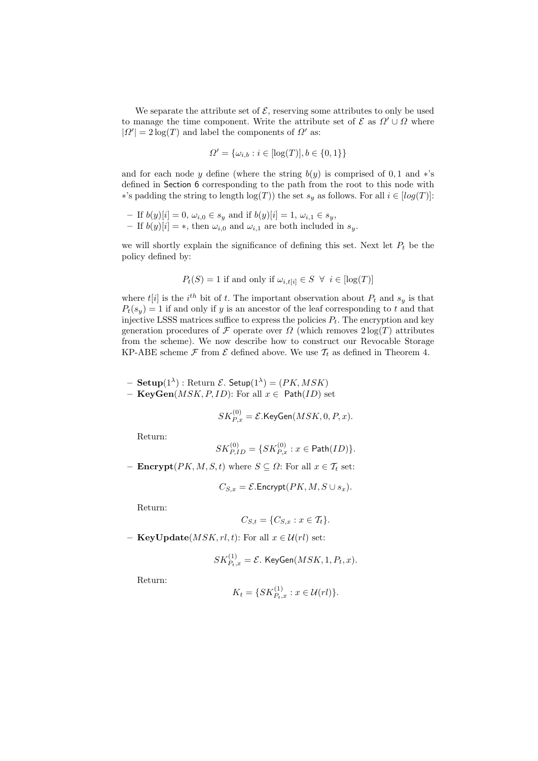We separate the attribute set of $\mathcal{E}$, reserving some attributes to only be used to manage the time component. Write the attribute set of $\mathcal{E}$ as $\Omega' \cup \Omega$ where $|\Omega'| = 2\log(T)$ and label the components of $\Omega'$ as:

$$\Omega' = \{\omega_{i,b} : i \in [\log(T)], b \in \{0,1\}\}$$

and for each node $y$ define (where the string $b(y)$ is comprised of $0,1$ and $*$'s defined in Section 6 corresponding to the path from the root to this node with $*$'s padding the string to length $\log(T)$) the set $s_y$ as follows. For all $i \in [log(T)]$:

- If $b(y)[i] = 0$, $\omega_{i,0} \in s_y$ and if $b(y)[i] = 1$, $\omega_{i,1} \in s_y$,
- If $b(y)[i] = *$, then $\omega_{i,0}$ and $\omega_{i,1}$ are both included in $s_y$.

we will shortly explain the significance of defining this set. Next let $P_t$ be the policy defined by:

$$P_t(S) = 1 \text{ if and only if } \omega_{i,t[i]} \in S \;\; \forall \;\; i \in [\log(T)]$$

where $t[i]$ is the $i^{th}$ bit of $t$. The important observation about $P_t$ and $s_y$ is that $P_t(s_y) = 1$ if and only if $y$ is an ancestor of the leaf corresponding to $t$ and that injective LSSS matrices suffice to express the policies $P_t$. The encryption and key generation procedures of $\mathcal{F}$ operate over $\Omega$ (which removes $2\log(T)$ attributes from the scheme). We now describe how to construct our Revocable Storage KP-ABE scheme $\mathcal{F}$ from $\mathcal{E}$ defined above. We use $\mathcal{T}_t$ as defined in Theorem 4.

- **Setup**$(1^\lambda)$ : Return $\mathcal{E}.\mathsf{Setup}(1^\lambda) = (PK, MSK)$
- **KeyGen**$(MSK, P, ID)$: For all $x \in \mathsf{Path}(ID)$ set

$$SK^{(0)}_{P,x} = \mathcal{E}.\mathsf{KeyGen}(MSK, 0, P, x).$$

  Return:

$$SK^{(0)}_{P,ID} = \{SK^{(0)}_{P,x} : x \in \mathsf{Path}(ID)\}.$$

- **Encrypt**$(PK, M, S, t)$ where $S \subseteq \Omega$: For all $x \in \mathcal{T}_t$ set:

$$C_{S,x} = \mathcal{E}.\mathsf{Encrypt}(PK, M, S \cup s_x).$$

  Return:

$$C_{S,t} = \{C_{S,x} : x \in \mathcal{T}_t\}.$$

- **KeyUpdate**$(MSK, rl, t)$: For all $x \in \mathcal{U}(rl)$ set:

$$SK^{(1)}_{P_t,x} = \mathcal{E}.\ \mathsf{KeyGen}(MSK, 1, P_t, x).$$

  Return:

$$K_t = \{SK^{(1)}_{P_t,x} : x \in \mathcal{U}(rl)\}.$$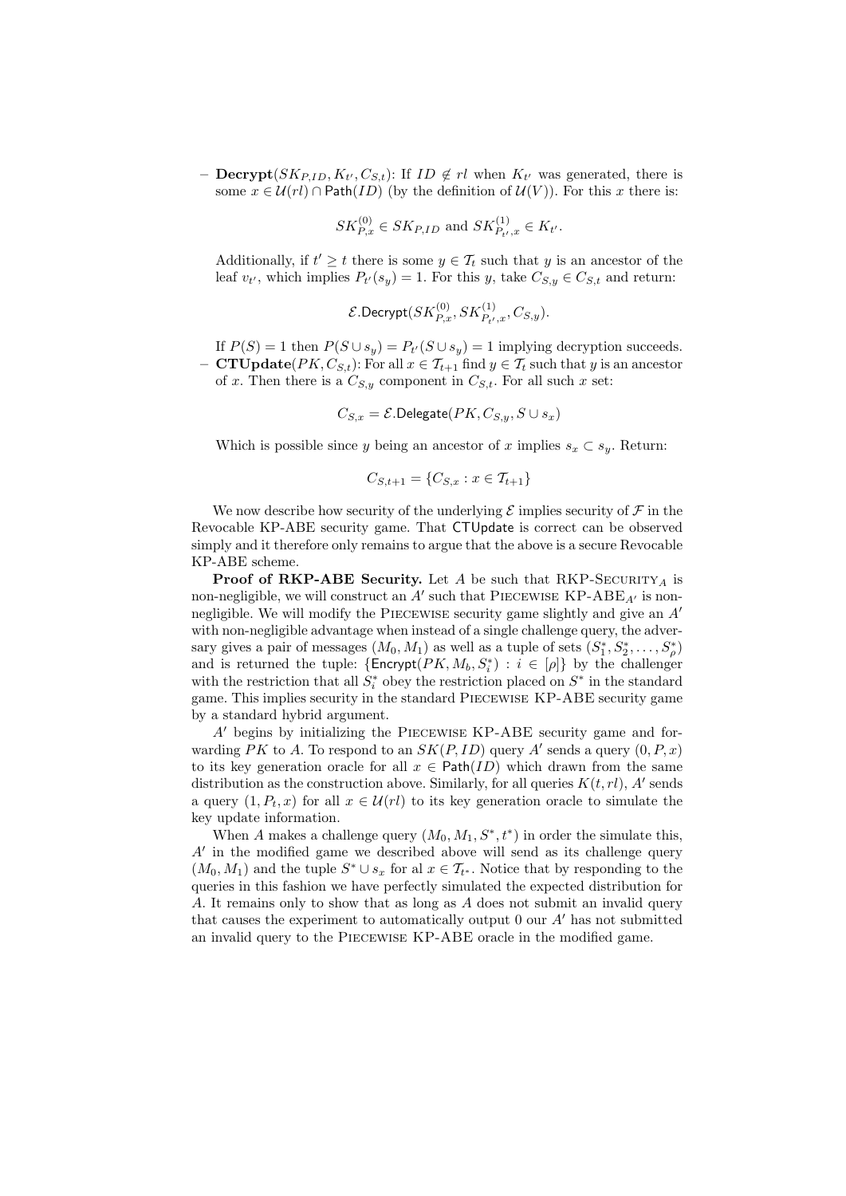- **Decrypt**$(SK_{P,ID}, K_{t'}, C_{S,t})$: If $ID \notin rl$ when $K_{t'}$ was generated, there is some $x \in \mathcal{U}(rl) \cap \mathsf{Path}(ID)$ (by the definition of $\mathcal{U}(V)$). For this $x$ there is:

$$SK^{(0)}_{P,x} \in SK_{P,ID} \text{ and } SK^{(1)}_{P_{t'},x} \in K_{t'}.$$

  Additionally, if $t' \geq t$ there is some $y \in \mathcal{T}_t$ such that $y$ is an ancestor of the leaf $v_{t'}$, which implies $P_{t'}(s_y) = 1$. For this $y$, take $C_{S,y} \in C_{S,t}$ and return:

$$\mathcal{E}.\mathsf{Decrypt}(SK^{(0)}_{P,x}, SK^{(1)}_{P_{t'},x}, C_{S,y}).$$

  If $P(S) = 1$ then $P(S \cup s_y) = P_{t'}(S \cup s_y) = 1$ implying decryption succeeds.
- **CTUpdate**$(PK, C_{S,t})$: For all $x \in \mathcal{T}_{t+1}$ find $y \in \mathcal{T}_t$ such that $y$ is an ancestor of $x$. Then there is a $C_{S,y}$ component in $C_{S,t}$. For all such $x$ set:

$$C_{S,x} = \mathcal{E}.\mathsf{Delegate}(PK, C_{S,y}, S \cup s_x)$$

  Which is possible since $y$ being an ancestor of $x$ implies $s_x \subset s_y$. Return:

$$C_{S,t+1} = \{C_{S,x} : x \in \mathcal{T}_{t+1}\}$$

We now describe how security of the underlying $\mathcal{E}$ implies security of $\mathcal{F}$ in the Revocable KP-ABE security game. That $\mathsf{CTUpdate}$ is correct can be observed simply and it therefore only remains to argue that the above is a secure Revocable KP-ABE scheme.

**Proof of RKP-ABE Security.** Let $A$ be such that RKP-SECURITY$_A$ is non-negligible, we will construct an $A'$ such that PIECEWISE KP-ABE$_{A'}$ is non-negligible. We will modify the PIECEWISE security game slightly and give an $A'$ with non-negligible advantage when instead of a single challenge query, the adversary gives a pair of messages $(M_0, M_1)$ as well as a tuple of sets $(S^*_1, S^*_2, \ldots, S^*_\rho)$ and is returned the tuple: $\{\mathsf{Encrypt}(PK, M_b, S^*_i) : i \in [\rho]\}$ by the challenger with the restriction that all $S^*_i$ obey the restriction placed on $S^*$ in the standard game. This implies security in the standard PIECEWISE KP-ABE security game by a standard hybrid argument.

$A'$ begins by initializing the PIECEWISE KP-ABE security game and forwarding $PK$ to $A$. To respond to an $SK(P, ID)$ query $A'$ sends a query $(0, P, x)$ to its key generation oracle for all $x \in \mathsf{Path}(ID)$ which drawn from the same distribution as the construction above. Similarly, for all queries $K(t, rl)$, $A'$ sends a query $(1, P_t, x)$ for all $x \in \mathcal{U}(rl)$ to its key generation oracle to simulate the key update information.

When $A$ makes a challenge query $(M_0, M_1, S^*, t^*)$ in order the simulate this, $A'$ in the modified game we described above will send as its challenge query $(M_0, M_1)$ and the tuple $S^* \cup s_x$ for al $x \in \mathcal{T}_{t^*}$. Notice that by responding to the queries in this fashion we have perfectly simulated the expected distribution for $A$. It remains only to show that as long as $A$ does not submit an invalid query that causes the experiment to automatically output 0 our $A'$ has not submitted an invalid query to the PIECEWISE KP-ABE oracle in the modified game.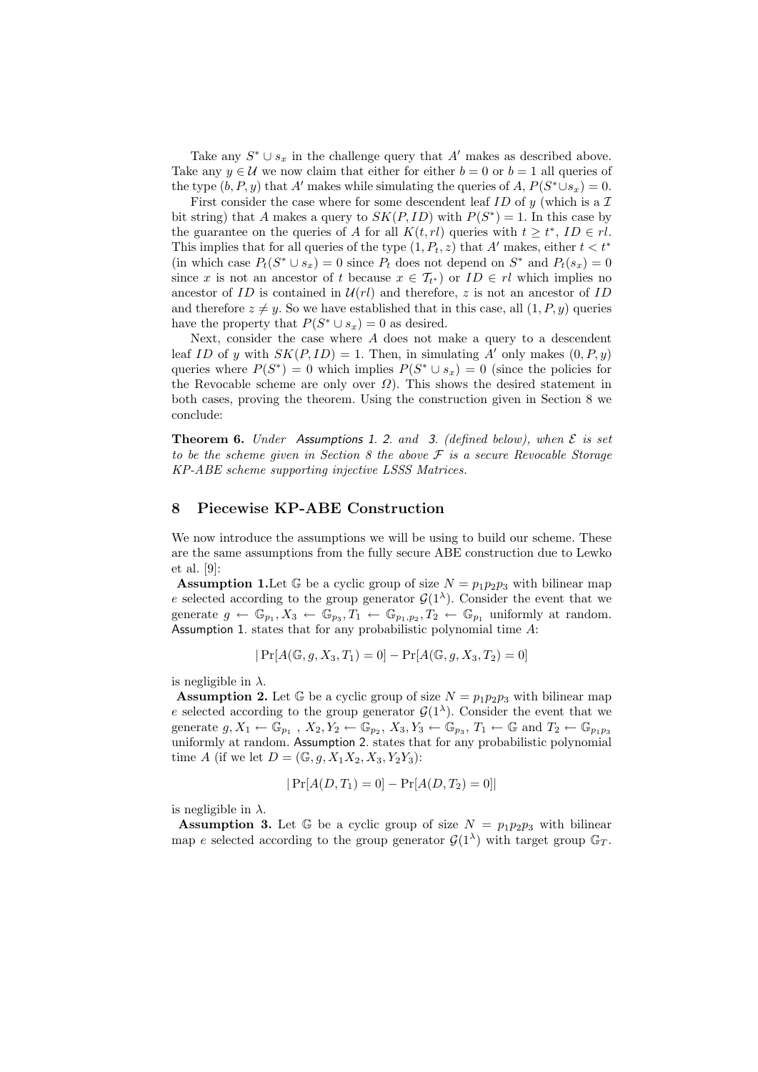Take any $S^* \cup s_x$ in the challenge query that $A'$ makes as described above. Take any $y \in \mathcal{U}$ we now claim that either for either $b = 0$ or $b = 1$ all queries of the type $(b, P, y)$ that $A'$ makes while simulating the queries of $A$, $P(S^* \cup s_x) = 0$.

First consider the case where for some descendent leaf $ID$ of $y$ (which is a $\mathcal{I}$ bit string) that $A$ makes a query to $SK(P, ID)$ with $P(S^*) = 1$. In this case by the guarantee on the queries of $A$ for all $K(t, rl)$ queries with $t \geq t^*$, $ID \in rl$. This implies that for all queries of the type $(1, P_t, z)$ that $A'$ makes, either $t < t^*$ (in which case $P_t(S^* \cup s_x) = 0$ since $P_t$ does not depend on $S^*$ and $P_t(s_x) = 0$ since $x$ is not an ancestor of $t$ because $x \in \mathcal{T}_{t^*}$) or $ID \in rl$ which implies no ancestor of $ID$ is contained in $\mathcal{U}(rl)$ and therefore, $z$ is not an ancestor of $ID$ and therefore $z \neq y$. So we have established that in this case, all $(1, P, y)$ queries have the property that $P(S^* \cup s_x) = 0$ as desired.

Next, consider the case where $A$ does not make a query to a descendent leaf $ID$ of $y$ with $SK(P, ID) = 1$. Then, in simulating $A'$ only makes $(0, P, y)$ queries where $P(S^*) = 0$ which implies $P(S^* \cup s_x) = 0$ (since the policies for the Revocable scheme are only over $\Omega$). This shows the desired statement in both cases, proving the theorem. Using the construction given in Section 8 we conclude:

**Theorem 6.** *Under* Assumptions 1. 2. *and* 3. *(defined below), when $\mathcal{E}$ is set to be the scheme given in Section 8 the above $\mathcal{F}$ is a secure Revocable Storage KP-ABE scheme supporting injective LSSS Matrices.*

## 8 Piecewise KP-ABE Construction

We now introduce the assumptions we will be using to build our scheme. These are the same assumptions from the fully secure ABE construction due to Lewko et al. [9]:

**Assumption 1.** Let $\mathbb{G}$ be a cyclic group of size $N = p_1 p_2 p_3$ with bilinear map $e$ selected according to the group generator $\mathcal{G}(1^\lambda)$. Consider the event that we generate $g \leftarrow \mathbb{G}_{p_1}, X_3 \leftarrow \mathbb{G}_{p_3}, T_1 \leftarrow \mathbb{G}_{p_1,p_2}, T_2 \leftarrow \mathbb{G}_{p_1}$ uniformly at random. Assumption 1. states that for any probabilistic polynomial time $A$:

$$|\Pr[A(\mathbb{G}, g, X_3, T_1) = 0] - \Pr[A(\mathbb{G}, g, X_3, T_2) = 0]$$

is negligible in $\lambda$.

**Assumption 2.** Let $\mathbb{G}$ be a cyclic group of size $N = p_1 p_2 p_3$ with bilinear map $e$ selected according to the group generator $\mathcal{G}(1^\lambda)$. Consider the event that we generate $g, X_1 \leftarrow \mathbb{G}_{p_1}$ , $X_2, Y_2 \leftarrow \mathbb{G}_{p_2}$, $X_3, Y_3 \leftarrow \mathbb{G}_{p_3}$, $T_1 \leftarrow \mathbb{G}$ and $T_2 \leftarrow \mathbb{G}_{p_1 p_3}$ uniformly at random. Assumption 2. states that for any probabilistic polynomial time $A$ (if we let $D = (\mathbb{G}, g, X_1 X_2, X_3, Y_2 Y_3)$:

$$|\Pr[A(D, T_1) = 0] - \Pr[A(D, T_2) = 0]|$$

is negligible in $\lambda$.

**Assumption 3.** Let $\mathbb{G}$ be a cyclic group of size $N = p_1 p_2 p_3$ with bilinear map $e$ selected according to the group generator $\mathcal{G}(1^\lambda)$ with target group $\mathbb{G}_T$.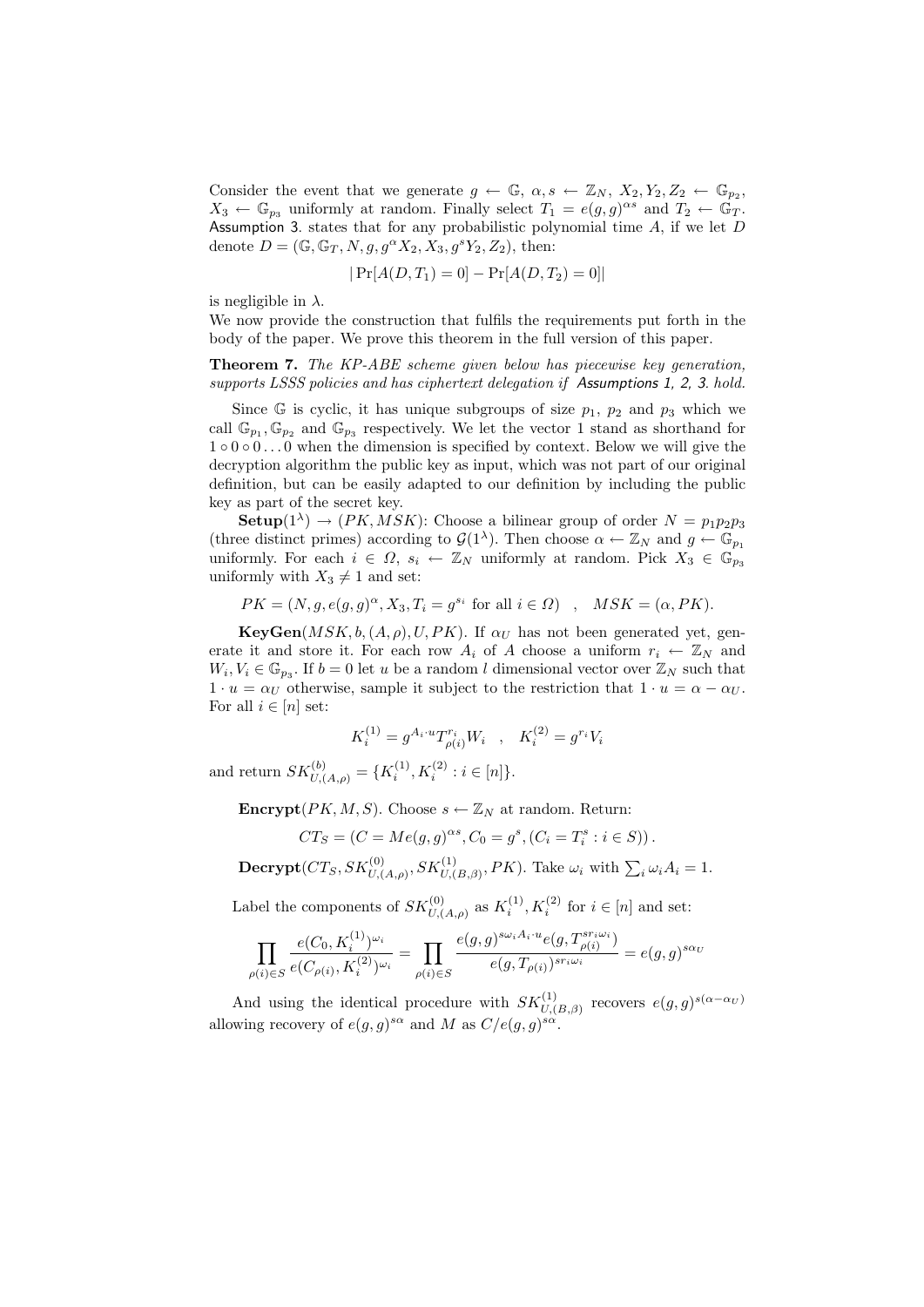Consider the event that we generate $g \leftarrow \mathbb{G}$, $\alpha, s \leftarrow \mathbb{Z}_N$, $X_2, Y_2, Z_2 \leftarrow \mathbb{G}_{p_2}$, $X_3 \leftarrow \mathbb{G}_{p_3}$ uniformly at random. Finally select $T_1 = e(g,g)^{\alpha s}$ and $T_2 \leftarrow \mathbb{G}_T$. Assumption 3. states that for any probabilistic polynomial time $A$, if we let $D$ denote $D = (\mathbb{G}, \mathbb{G}_T, N, g, g^{\alpha} X_2, X_3, g^s Y_2, Z_2)$, then:

$$|\Pr[A(D, T_1) = 0] - \Pr[A(D, T_2) = 0]|$$

is negligible in $\lambda$.

We now provide the construction that fulfils the requirements put forth in the body of the paper. We prove this theorem in the full version of this paper.

**Theorem 7.** *The KP-ABE scheme given below has piecewise key generation, supports LSSS policies and has ciphertext delegation if Assumptions 1, 2, 3. hold.*

Since $\mathbb{G}$ is cyclic, it has unique subgroups of size $p_1$, $p_2$ and $p_3$ which we call $\mathbb{G}_{p_1}, \mathbb{G}_{p_2}$ and $\mathbb{G}_{p_3}$ respectively. We let the vector 1 stand as shorthand for $1 \circ 0 \circ 0 \ldots 0$ when the dimension is specified by context. Below we will give the decryption algorithm the public key as input, which was not part of our original definition, but can be easily adapted to our definition by including the public key as part of the secret key.

**Setup**$(1^{\lambda}) \rightarrow (PK, MSK)$: Choose a bilinear group of order $N = p_1 p_2 p_3$ (three distinct primes) according to $\mathcal{G}(1^{\lambda})$. Then choose $\alpha \leftarrow \mathbb{Z}_N$ and $g \leftarrow \mathbb{G}_{p_1}$ uniformly. For each $i \in \Omega$, $s_i \leftarrow \mathbb{Z}_N$ uniformly at random. Pick $X_3 \in \mathbb{G}_{p_3}$ uniformly with $X_3 \neq 1$ and set:

$$PK = (N, g, e(g,g)^{\alpha}, X_3, T_i = g^{s_i} \text{ for all } i \in \Omega) \quad , \quad MSK = (\alpha, PK).$$

**KeyGen**$(MSK, b, (A, \rho), U, PK)$. If $\alpha_U$ has not been generated yet, generate it and store it. For each row $A_i$ of $A$ choose a uniform $r_i \leftarrow \mathbb{Z}_N$ and $W_i, V_i \in \mathbb{G}_{p_3}$. If $b = 0$ let $u$ be a random $l$ dimensional vector over $\mathbb{Z}_N$ such that $1 \cdot u = \alpha_U$ otherwise, sample it subject to the restriction that $1 \cdot u = \alpha - \alpha_U$. For all $i \in [n]$ set:

$$K_i^{(1)} = g^{A_i \cdot u} T_{\rho(i)}^{r_i} W_i \quad , \quad K_i^{(2)} = g^{r_i} V_i$$

and return $SK_{U,(A,\rho)}^{(b)} = \{K_i^{(1)}, K_i^{(2)} : i \in [n]\}$.

**Encrypt**$(PK, M, S)$. Choose $s \leftarrow \mathbb{Z}_N$ at random. Return:

$$CT_S = \left(C = Me(g,g)^{\alpha s}, C_0 = g^s, (C_i = T_i^s : i \in S)\right).$$

**Decrypt**$(CT_S, SK_{U,(A,\rho)}^{(0)}, SK_{U,(B,\beta)}^{(1)}, PK)$. Take $\omega_i$ with $\sum_i \omega_i A_i = 1$.

Label the components of $SK_{U,(A,\rho)}^{(0)}$ as $K_i^{(1)}, K_i^{(2)}$ for $i \in [n]$ and set:

$$\prod_{\rho(i) \in S} \frac{e(C_0, K_i^{(1)})^{\omega_i}}{e(C_{\rho(i)}, K_i^{(2)})^{\omega_i}} = \prod_{\rho(i) \in S} \frac{e(g,g)^{s\omega_i A_i \cdot u} e(g, T_{\rho(i)}^{s r_i \omega_i})}{e(g, T_{\rho(i)})^{s r_i \omega_i}} = e(g,g)^{s\alpha_U}$$

And using the identical procedure with $SK_{U,(B,\beta)}^{(1)}$ recovers $e(g,g)^{s(\alpha - \alpha_U)}$ allowing recovery of $e(g,g)^{s\alpha}$ and $M$ as $C/e(g,g)^{s\alpha}$.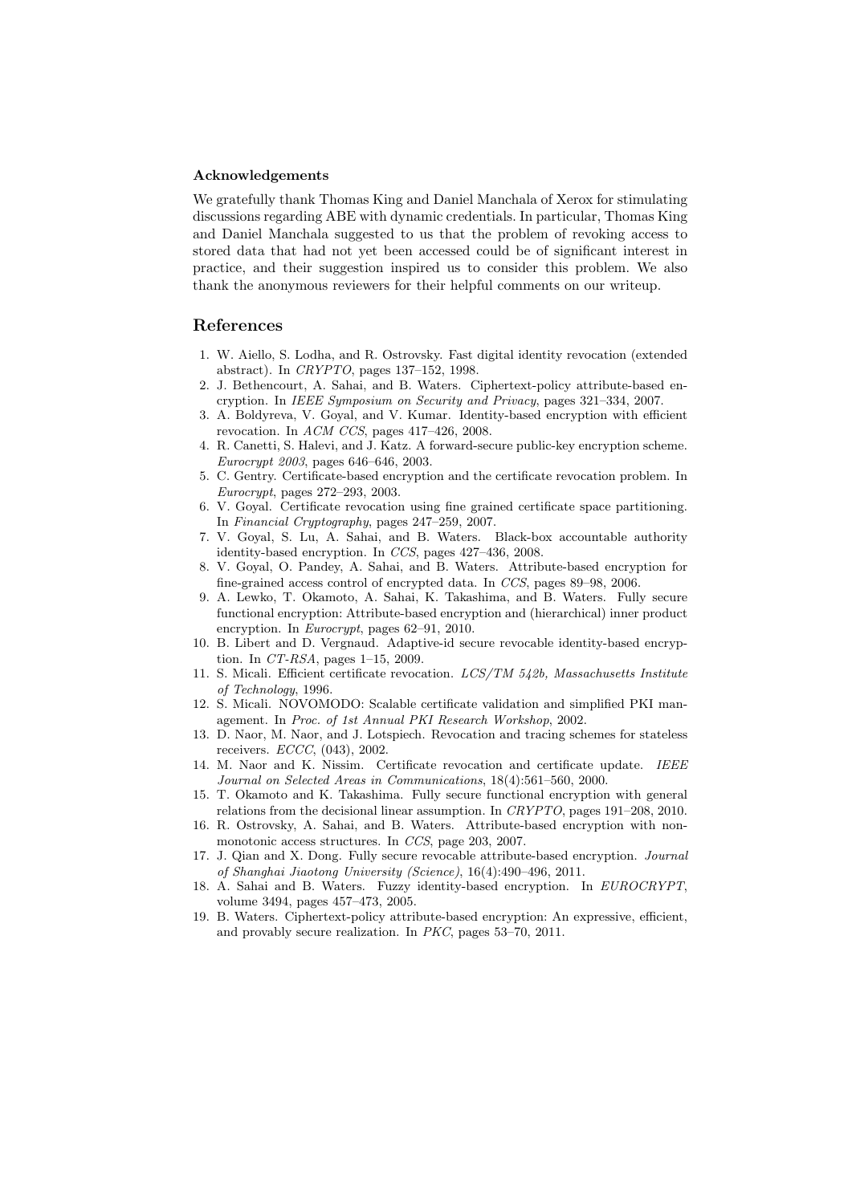## Acknowledgements

We gratefully thank Thomas King and Daniel Manchala of Xerox for stimulating discussions regarding ABE with dynamic credentials. In particular, Thomas King and Daniel Manchala suggested to us that the problem of revoking access to stored data that had not yet been accessed could be of significant interest in practice, and their suggestion inspired us to consider this problem. We also thank the anonymous reviewers for their helpful comments on our writeup.

## References

1. W. Aiello, S. Lodha, and R. Ostrovsky. Fast digital identity revocation (extended abstract). In *CRYPTO*, pages 137–152, 1998.
2. J. Bethencourt, A. Sahai, and B. Waters. Ciphertext-policy attribute-based encryption. In *IEEE Symposium on Security and Privacy*, pages 321–334, 2007.
3. A. Boldyreva, V. Goyal, and V. Kumar. Identity-based encryption with efficient revocation. In *ACM CCS*, pages 417–426, 2008.
4. R. Canetti, S. Halevi, and J. Katz. A forward-secure public-key encryption scheme. *Eurocrypt 2003*, pages 646–646, 2003.
5. C. Gentry. Certificate-based encryption and the certificate revocation problem. In *Eurocrypt*, pages 272–293, 2003.
6. V. Goyal. Certificate revocation using fine grained certificate space partitioning. In *Financial Cryptography*, pages 247–259, 2007.
7. V. Goyal, S. Lu, A. Sahai, and B. Waters. Black-box accountable authority identity-based encryption. In *CCS*, pages 427–436, 2008.
8. V. Goyal, O. Pandey, A. Sahai, and B. Waters. Attribute-based encryption for fine-grained access control of encrypted data. In *CCS*, pages 89–98, 2006.
9. A. Lewko, T. Okamoto, A. Sahai, K. Takashima, and B. Waters. Fully secure functional encryption: Attribute-based encryption and (hierarchical) inner product encryption. In *Eurocrypt*, pages 62–91, 2010.
10. B. Libert and D. Vergnaud. Adaptive-id secure revocable identity-based encryption. In *CT-RSA*, pages 1–15, 2009.
11. S. Micali. Efficient certificate revocation. *LCS/TM 542b, Massachusetts Institute of Technology*, 1996.
12. S. Micali. NOVOMODO: Scalable certificate validation and simplified PKI management. In *Proc. of 1st Annual PKI Research Workshop*, 2002.
13. D. Naor, M. Naor, and J. Lotspiech. Revocation and tracing schemes for stateless receivers. *ECCC*, (043), 2002.
14. M. Naor and K. Nissim. Certificate revocation and certificate update. *IEEE Journal on Selected Areas in Communications*, 18(4):561–560, 2000.
15. T. Okamoto and K. Takashima. Fully secure functional encryption with general relations from the decisional linear assumption. In *CRYPTO*, pages 191–208, 2010.
16. R. Ostrovsky, A. Sahai, and B. Waters. Attribute-based encryption with non-monotonic access structures. In *CCS*, page 203, 2007.
17. J. Qian and X. Dong. Fully secure revocable attribute-based encryption. *Journal of Shanghai Jiaotong University (Science)*, 16(4):490–496, 2011.
18. A. Sahai and B. Waters. Fuzzy identity-based encryption. In *EUROCRYPT*, volume 3494, pages 457–473, 2005.
19. B. Waters. Ciphertext-policy attribute-based encryption: An expressive, efficient, and provably secure realization. In *PKC*, pages 53–70, 2011.